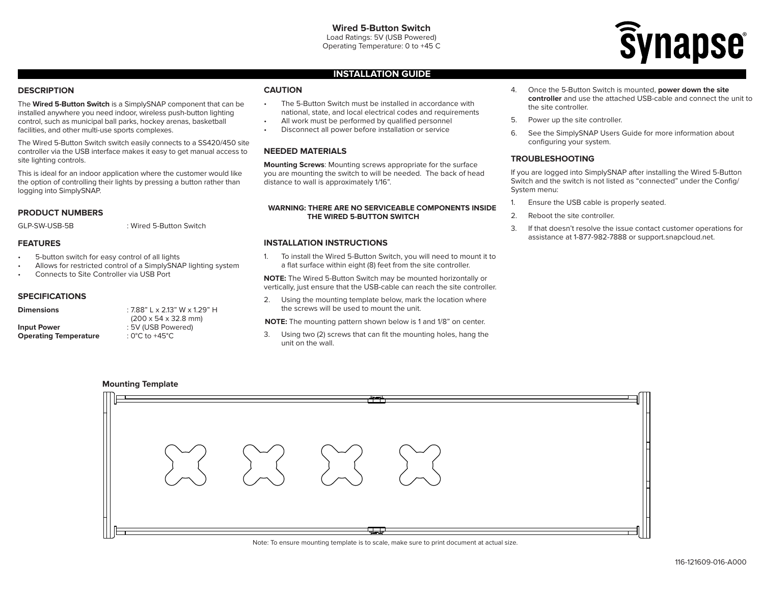# Wired 5-Button Switch

Load Ratings: 5V (USB Powered)
Operating Temperature: 0 to +45 C

synapse®

## INSTALLATION GUIDE

### DESCRIPTION

The **Wired 5-Button Switch** is a SimplySNAP component that can be installed anywhere you need indoor, wireless push-button lighting control, such as municipal ball parks, hockey arenas, basketball facilities, and other multi-use sports complexes.

The Wired 5-Button Switch switch easily connects to a SS420/450 site controller via the USB interface makes it easy to get manual access to site lighting controls.

This is ideal for an indoor application where the customer would like the option of controlling their lights by pressing a button rather than logging into SimplySNAP.

### PRODUCT NUMBERS

| | |
|---|---|
| GLP-SW-USB-5B | : Wired 5-Button Switch |

### FEATURES

- 5-button switch for easy control of all lights
- Allows for restricted control of a SimplySNAP lighting system
- Connects to Site Controller via USB Port

### SPECIFICATIONS

| | |
|---|---|
| **Dimensions** | : 7.88" L x 2.13" W x 1.29" H (200 x 54 x 32.8 mm) |
| **Input Power** | : 5V (USB Powered) |
| **Operating Temperature** | : 0°C to +45°C |

### CAUTION

- The 5-Button Switch must be installed in accordance with national, state, and local electrical codes and requirements
- All work must be performed by qualified personnel
- Disconnect all power before installation or service

### NEEDED MATERIALS

**Mounting Screws**: Mounting screws appropriate for the surface you are mounting the switch to will be needed. The back of head distance to wall is approximately 1/16".

**WARNING: THERE ARE NO SERVICEABLE COMPONENTS INSIDE THE WIRED 5-BUTTON SWITCH**

### INSTALLATION INSTRUCTIONS

1. To install the Wired 5-Button Switch, you will need to mount it to a flat surface within eight (8) feet from the site controller.

**NOTE:** The Wired 5-Button Switch may be mounted horizontally or vertically, just ensure that the USB-cable can reach the site controller.

2. Using the mounting template below, mark the location where the screws will be used to mount the unit.

**NOTE:** The mounting pattern shown below is 1 and 1/8" on center.

3. Using two (2) screws that can fit the mounting holes, hang the unit on the wall.
4. Once the 5-Button Switch is mounted, **power down the site controller** and use the attached USB-cable and connect the unit to the site controller.
5. Power up the site controller.
6. See the SimplySNAP Users Guide for more information about configuring your system.

### TROUBLESHOOTING

If you are logged into SimplySNAP after installing the Wired 5-Button Switch and the switch is not listed as "connected" under the Config/System menu:

1. Ensure the USB cable is properly seated.
2. Reboot the site controller.
3. If that doesn't resolve the issue contact customer operations for assistance at 1-877-982-7888 or support.snapcloud.net.

### Mounting Template

Note: To ensure mounting template is to scale, make sure to print document at actual size.

116-121609-016-A000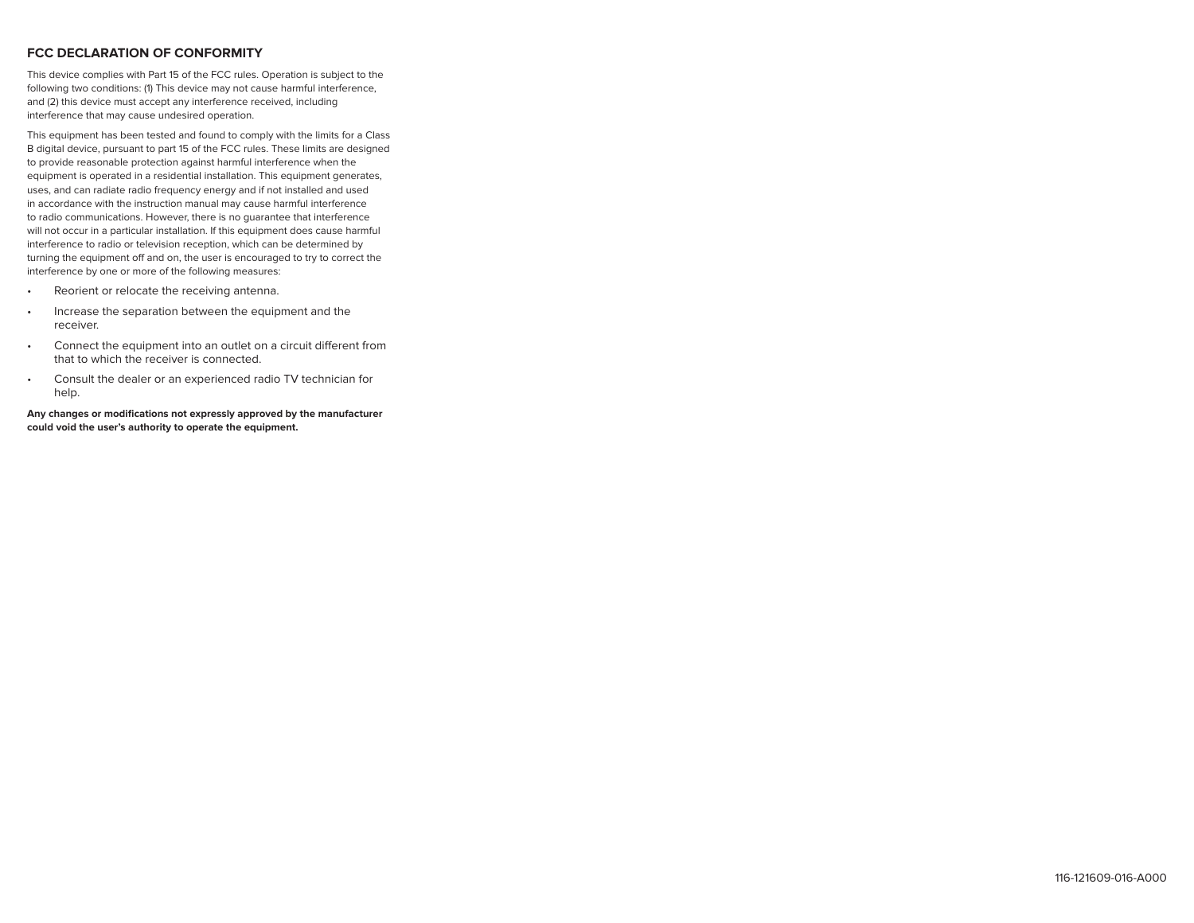## FCC DECLARATION OF CONFORMITY

This device complies with Part 15 of the FCC rules. Operation is subject to the following two conditions: (1) This device may not cause harmful interference, and (2) this device must accept any interference received, including interference that may cause undesired operation.

This equipment has been tested and found to comply with the limits for a Class B digital device, pursuant to part 15 of the FCC rules. These limits are designed to provide reasonable protection against harmful interference when the equipment is operated in a residential installation. This equipment generates, uses, and can radiate radio frequency energy and if not installed and used in accordance with the instruction manual may cause harmful interference to radio communications. However, there is no guarantee that interference will not occur in a particular installation. If this equipment does cause harmful interference to radio or television reception, which can be determined by turning the equipment off and on, the user is encouraged to try to correct the interference by one or more of the following measures:

- Reorient or relocate the receiving antenna.
- Increase the separation between the equipment and the receiver.
- Connect the equipment into an outlet on a circuit different from that to which the receiver is connected.
- Consult the dealer or an experienced radio TV technician for help.

**Any changes or modifications not expressly approved by the manufacturer could void the user's authority to operate the equipment.**

116-121609-016-A000